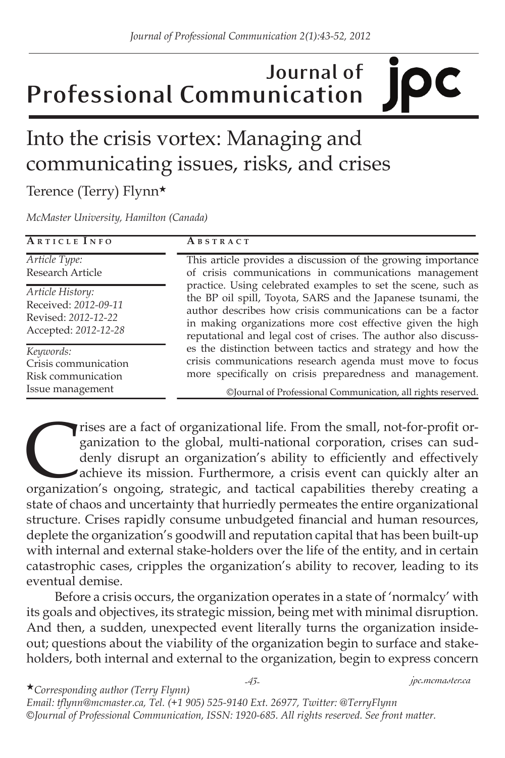# Journal of Professional Communication

# Into the crisis vortex: Managing and communicating issues, risks, and crises

Terence (Terry) Flynn*

*McMaster University, Hamilton (Canada)*

**ARTICLE INFO**

*Article Type:*
Research Article

*Article History:*
Received: *2012-09-11*
Revised: *2012-12-22*
Accepted: *2012-12-28*

*Keywords:*
Crisis communication
Risk communication
Issue management

**ABSTRACT**

This article provides a discussion of the growing importance of crisis communications in communications management practice. Using celebrated examples to set the scene, such as the BP oil spill, Toyota, SARS and the Japanese tsunami, the author describes how crisis communications can be a factor in making organizations more cost effective given the high reputational and legal cost of crises. The author also discusses the distinction between tactics and strategy and how the crisis communications research agenda must move to focus more specifically on crisis preparedness and management.

©Journal of Professional Communication, all rights reserved.

Crises are a fact of organizational life. From the small, not-for-profit organization to the global, multi-national corporation, crises can suddenly disrupt an organization's ability to efficiently and effectively achieve its mission. Furthermore, a crisis event can quickly alter an organization's ongoing, strategic, and tactical capabilities thereby creating a state of chaos and uncertainty that hurriedly permeates the entire organizational structure. Crises rapidly consume unbudgeted financial and human resources, deplete the organization's goodwill and reputation capital that has been built-up with internal and external stake-holders over the life of the entity, and in certain catastrophic cases, cripples the organization's ability to recover, leading to its eventual demise.

Before a crisis occurs, the organization operates in a state of 'normalcy' with its goals and objectives, its strategic mission, being met with minimal disruption. And then, a sudden, unexpected event literally turns the organization inside-out; questions about the viability of the organization begin to surface and stake-holders, both internal and external to the organization, begin to express concern

*Corresponding author (Terry Flynn)
Email: tflynn@mcmaster.ca, Tel. (+1 905) 525-9140 Ext. 26977, Twitter: @TerryFlynn
©Journal of Professional Communication, ISSN: 1920-685. All rights reserved. See front matter.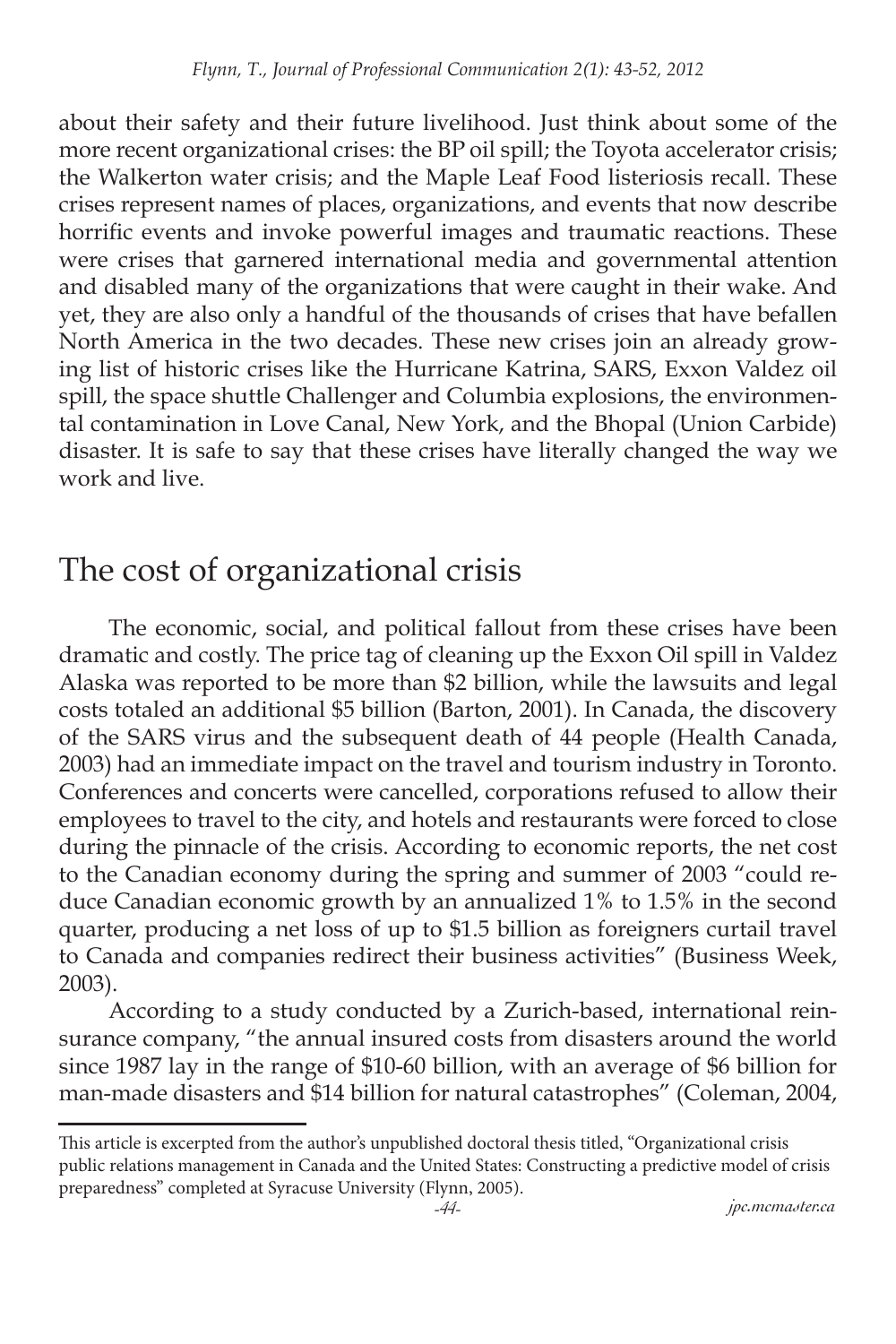about their safety and their future livelihood. Just think about some of the more recent organizational crises: the BP oil spill; the Toyota accelerator crisis; the Walkerton water crisis; and the Maple Leaf Food listeriosis recall. These crises represent names of places, organizations, and events that now describe horrific events and invoke powerful images and traumatic reactions. These were crises that garnered international media and governmental attention and disabled many of the organizations that were caught in their wake. And yet, they are also only a handful of the thousands of crises that have befallen North America in the two decades. These new crises join an already growing list of historic crises like the Hurricane Katrina, SARS, Exxon Valdez oil spill, the space shuttle Challenger and Columbia explosions, the environmental contamination in Love Canal, New York, and the Bhopal (Union Carbide) disaster. It is safe to say that these crises have literally changed the way we work and live.

## The cost of organizational crisis

The economic, social, and political fallout from these crises have been dramatic and costly. The price tag of cleaning up the Exxon Oil spill in Valdez Alaska was reported to be more than $2 billion, while the lawsuits and legal costs totaled an additional $5 billion (Barton, 2001). In Canada, the discovery of the SARS virus and the subsequent death of 44 people (Health Canada, 2003) had an immediate impact on the travel and tourism industry in Toronto. Conferences and concerts were cancelled, corporations refused to allow their employees to travel to the city, and hotels and restaurants were forced to close during the pinnacle of the crisis. According to economic reports, the net cost to the Canadian economy during the spring and summer of 2003 "could reduce Canadian economic growth by an annualized 1% to 1.5% in the second quarter, producing a net loss of up to $1.5 billion as foreigners curtail travel to Canada and companies redirect their business activities" (Business Week, 2003).

According to a study conducted by a Zurich-based, international reinsurance company, "the annual insured costs from disasters around the world since 1987 lay in the range of $10-60 billion, with an average of $6 billion for man-made disasters and $14 billion for natural catastrophes" (Coleman, 2004,

---

This article is excerpted from the author's unpublished doctoral thesis titled, "Organizational crisis public relations management in Canada and the United States: Constructing a predictive model of crisis preparedness" completed at Syracuse University (Flynn, 2005).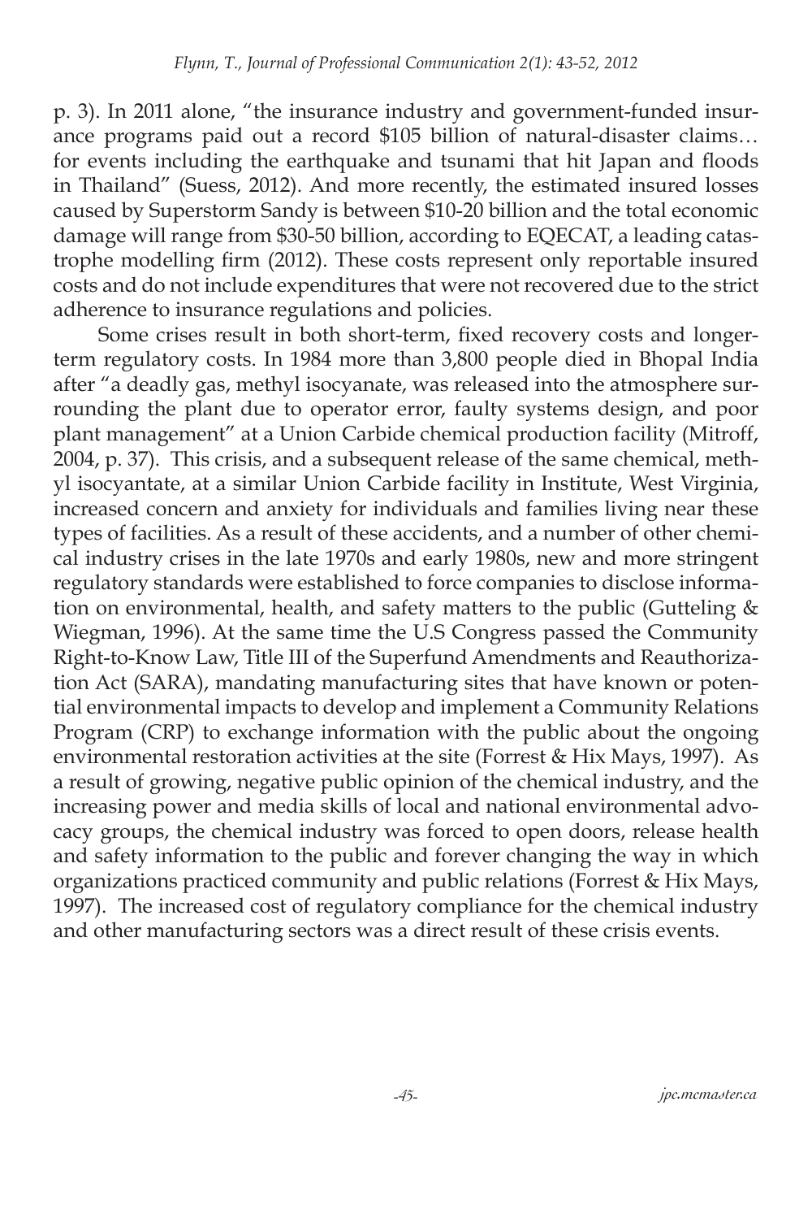p. 3). In 2011 alone, "the insurance industry and government-funded insurance programs paid out a record $105 billion of natural-disaster claims… for events including the earthquake and tsunami that hit Japan and floods in Thailand" (Suess, 2012). And more recently, the estimated insured losses caused by Superstorm Sandy is between $10-20 billion and the total economic damage will range from $30-50 billion, according to EQECAT, a leading catastrophe modelling firm (2012). These costs represent only reportable insured costs and do not include expenditures that were not recovered due to the strict adherence to insurance regulations and policies.

Some crises result in both short-term, fixed recovery costs and longer-term regulatory costs. In 1984 more than 3,800 people died in Bhopal India after "a deadly gas, methyl isocyanate, was released into the atmosphere surrounding the plant due to operator error, faulty systems design, and poor plant management" at a Union Carbide chemical production facility (Mitroff, 2004, p. 37). This crisis, and a subsequent release of the same chemical, methyl isocyantate, at a similar Union Carbide facility in Institute, West Virginia, increased concern and anxiety for individuals and families living near these types of facilities. As a result of these accidents, and a number of other chemical industry crises in the late 1970s and early 1980s, new and more stringent regulatory standards were established to force companies to disclose information on environmental, health, and safety matters to the public (Gutteling & Wiegman, 1996). At the same time the U.S Congress passed the Community Right-to-Know Law, Title III of the Superfund Amendments and Reauthorization Act (SARA), mandating manufacturing sites that have known or potential environmental impacts to develop and implement a Community Relations Program (CRP) to exchange information with the public about the ongoing environmental restoration activities at the site (Forrest & Hix Mays, 1997). As a result of growing, negative public opinion of the chemical industry, and the increasing power and media skills of local and national environmental advocacy groups, the chemical industry was forced to open doors, release health and safety information to the public and forever changing the way in which organizations practiced community and public relations (Forrest & Hix Mays, 1997). The increased cost of regulatory compliance for the chemical industry and other manufacturing sectors was a direct result of these crisis events.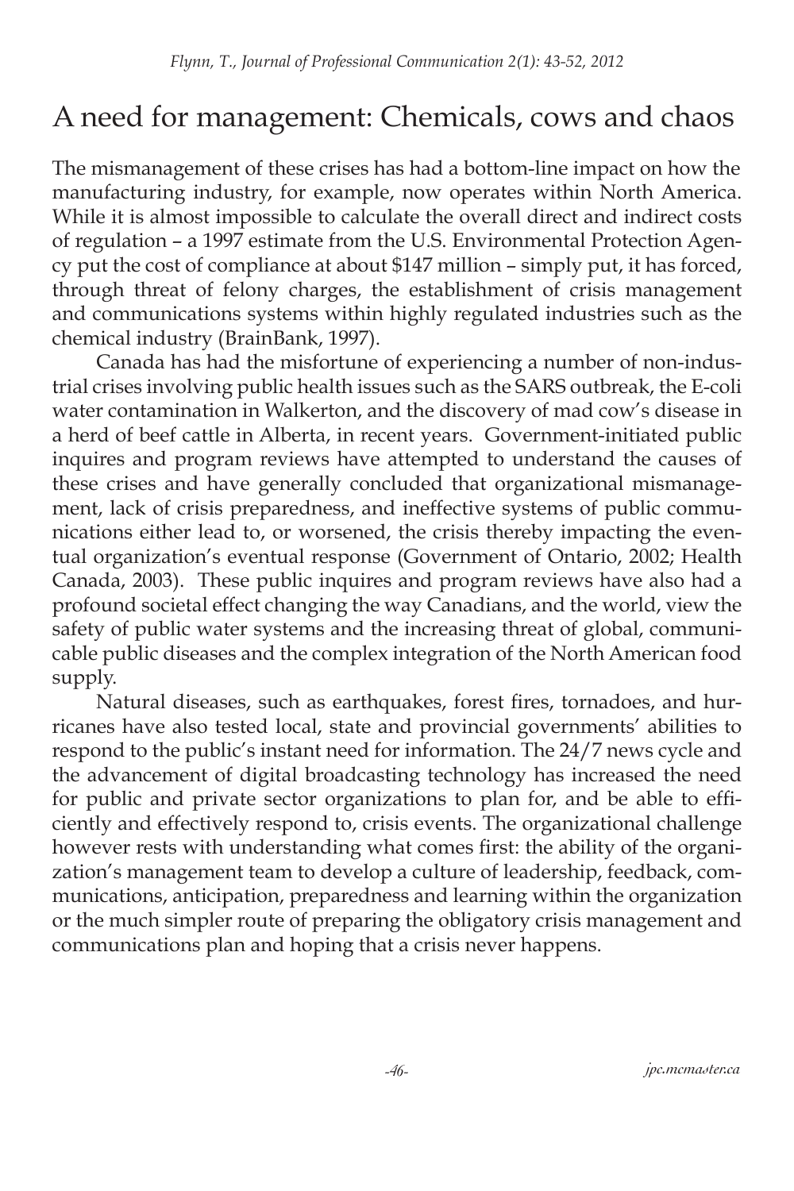## A need for management: Chemicals, cows and chaos

The mismanagement of these crises has had a bottom-line impact on how the manufacturing industry, for example, now operates within North America. While it is almost impossible to calculate the overall direct and indirect costs of regulation – a 1997 estimate from the U.S. Environmental Protection Agency put the cost of compliance at about \$147 million – simply put, it has forced, through threat of felony charges, the establishment of crisis management and communications systems within highly regulated industries such as the chemical industry (BrainBank, 1997).

Canada has had the misfortune of experiencing a number of non-industrial crises involving public health issues such as the SARS outbreak, the E-coli water contamination in Walkerton, and the discovery of mad cow's disease in a herd of beef cattle in Alberta, in recent years. Government-initiated public inquires and program reviews have attempted to understand the causes of these crises and have generally concluded that organizational mismanagement, lack of crisis preparedness, and ineffective systems of public communications either lead to, or worsened, the crisis thereby impacting the eventual organization's eventual response (Government of Ontario, 2002; Health Canada, 2003). These public inquires and program reviews have also had a profound societal effect changing the way Canadians, and the world, view the safety of public water systems and the increasing threat of global, communicable public diseases and the complex integration of the North American food supply.

Natural diseases, such as earthquakes, forest fires, tornadoes, and hurricanes have also tested local, state and provincial governments' abilities to respond to the public's instant need for information. The 24/7 news cycle and the advancement of digital broadcasting technology has increased the need for public and private sector organizations to plan for, and be able to efficiently and effectively respond to, crisis events. The organizational challenge however rests with understanding what comes first: the ability of the organization's management team to develop a culture of leadership, feedback, communications, anticipation, preparedness and learning within the organization or the much simpler route of preparing the obligatory crisis management and communications plan and hoping that a crisis never happens.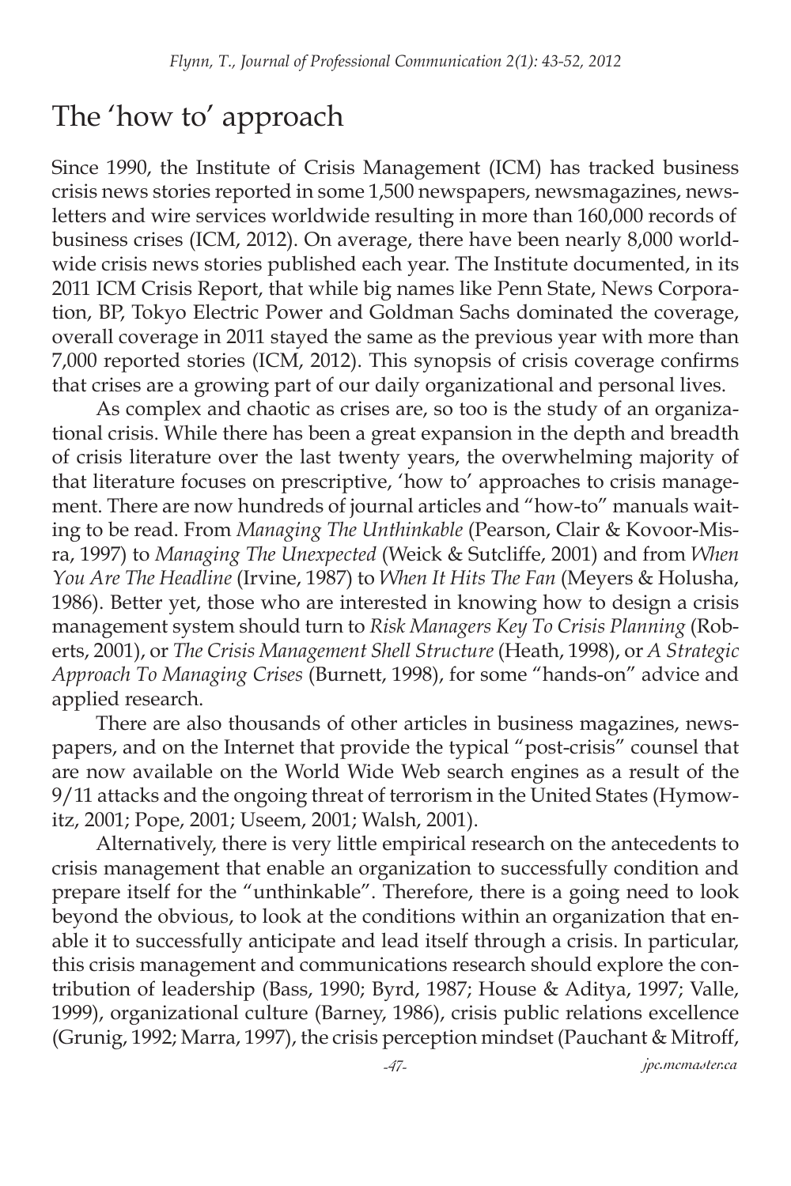# The 'how to' approach

Since 1990, the Institute of Crisis Management (ICM) has tracked business crisis news stories reported in some 1,500 newspapers, newsmagazines, newsletters and wire services worldwide resulting in more than 160,000 records of business crises (ICM, 2012). On average, there have been nearly 8,000 worldwide crisis news stories published each year. The Institute documented, in its 2011 ICM Crisis Report, that while big names like Penn State, News Corporation, BP, Tokyo Electric Power and Goldman Sachs dominated the coverage, overall coverage in 2011 stayed the same as the previous year with more than 7,000 reported stories (ICM, 2012). This synopsis of crisis coverage confirms that crises are a growing part of our daily organizational and personal lives.

As complex and chaotic as crises are, so too is the study of an organizational crisis. While there has been a great expansion in the depth and breadth of crisis literature over the last twenty years, the overwhelming majority of that literature focuses on prescriptive, 'how to' approaches to crisis management. There are now hundreds of journal articles and "how-to" manuals waiting to be read. From *Managing The Unthinkable* (Pearson, Clair & Kovoor-Misra, 1997) to *Managing The Unexpected* (Weick & Sutcliffe, 2001) and from *When You Are The Headline* (Irvine, 1987) to *When It Hits The Fan* (Meyers & Holusha, 1986). Better yet, those who are interested in knowing how to design a crisis management system should turn to *Risk Managers Key To Crisis Planning* (Roberts, 2001), or *The Crisis Management Shell Structure* (Heath, 1998), or *A Strategic Approach To Managing Crises* (Burnett, 1998), for some "hands-on" advice and applied research.

There are also thousands of other articles in business magazines, newspapers, and on the Internet that provide the typical "post-crisis" counsel that are now available on the World Wide Web search engines as a result of the 9/11 attacks and the ongoing threat of terrorism in the United States (Hymowitz, 2001; Pope, 2001; Useem, 2001; Walsh, 2001).

Alternatively, there is very little empirical research on the antecedents to crisis management that enable an organization to successfully condition and prepare itself for the "unthinkable". Therefore, there is a going need to look beyond the obvious, to look at the conditions within an organization that enable it to successfully anticipate and lead itself through a crisis. In particular, this crisis management and communications research should explore the contribution of leadership (Bass, 1990; Byrd, 1987; House & Aditya, 1997; Valle, 1999), organizational culture (Barney, 1986), crisis public relations excellence (Grunig, 1992; Marra, 1997), the crisis perception mindset (Pauchant & Mitroff,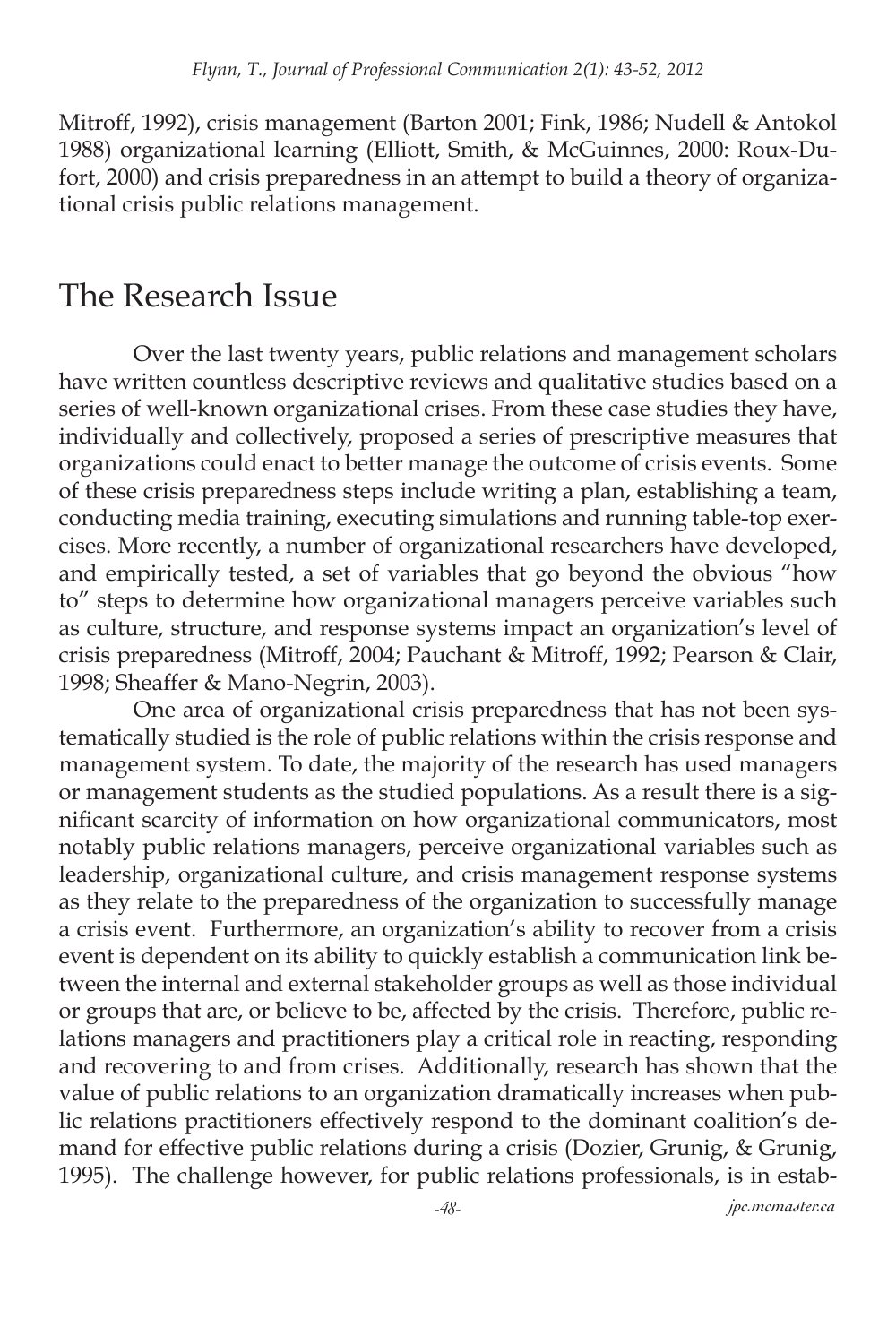Mitroff, 1992), crisis management (Barton 2001; Fink, 1986; Nudell & Antokol 1988) organizational learning (Elliott, Smith, & McGuinnes, 2000: Roux-Dufort, 2000) and crisis preparedness in an attempt to build a theory of organizational crisis public relations management.

## The Research Issue

Over the last twenty years, public relations and management scholars have written countless descriptive reviews and qualitative studies based on a series of well-known organizational crises. From these case studies they have, individually and collectively, proposed a series of prescriptive measures that organizations could enact to better manage the outcome of crisis events. Some of these crisis preparedness steps include writing a plan, establishing a team, conducting media training, executing simulations and running table-top exercises. More recently, a number of organizational researchers have developed, and empirically tested, a set of variables that go beyond the obvious "how to" steps to determine how organizational managers perceive variables such as culture, structure, and response systems impact an organization's level of crisis preparedness (Mitroff, 2004; Pauchant & Mitroff, 1992; Pearson & Clair, 1998; Sheaffer & Mano-Negrin, 2003).

One area of organizational crisis preparedness that has not been systematically studied is the role of public relations within the crisis response and management system. To date, the majority of the research has used managers or management students as the studied populations. As a result there is a significant scarcity of information on how organizational communicators, most notably public relations managers, perceive organizational variables such as leadership, organizational culture, and crisis management response systems as they relate to the preparedness of the organization to successfully manage a crisis event. Furthermore, an organization's ability to recover from a crisis event is dependent on its ability to quickly establish a communication link between the internal and external stakeholder groups as well as those individual or groups that are, or believe to be, affected by the crisis. Therefore, public relations managers and practitioners play a critical role in reacting, responding and recovering to and from crises. Additionally, research has shown that the value of public relations to an organization dramatically increases when public relations practitioners effectively respond to the dominant coalition's demand for effective public relations during a crisis (Dozier, Grunig, & Grunig, 1995). The challenge however, for public relations professionals, is in estab-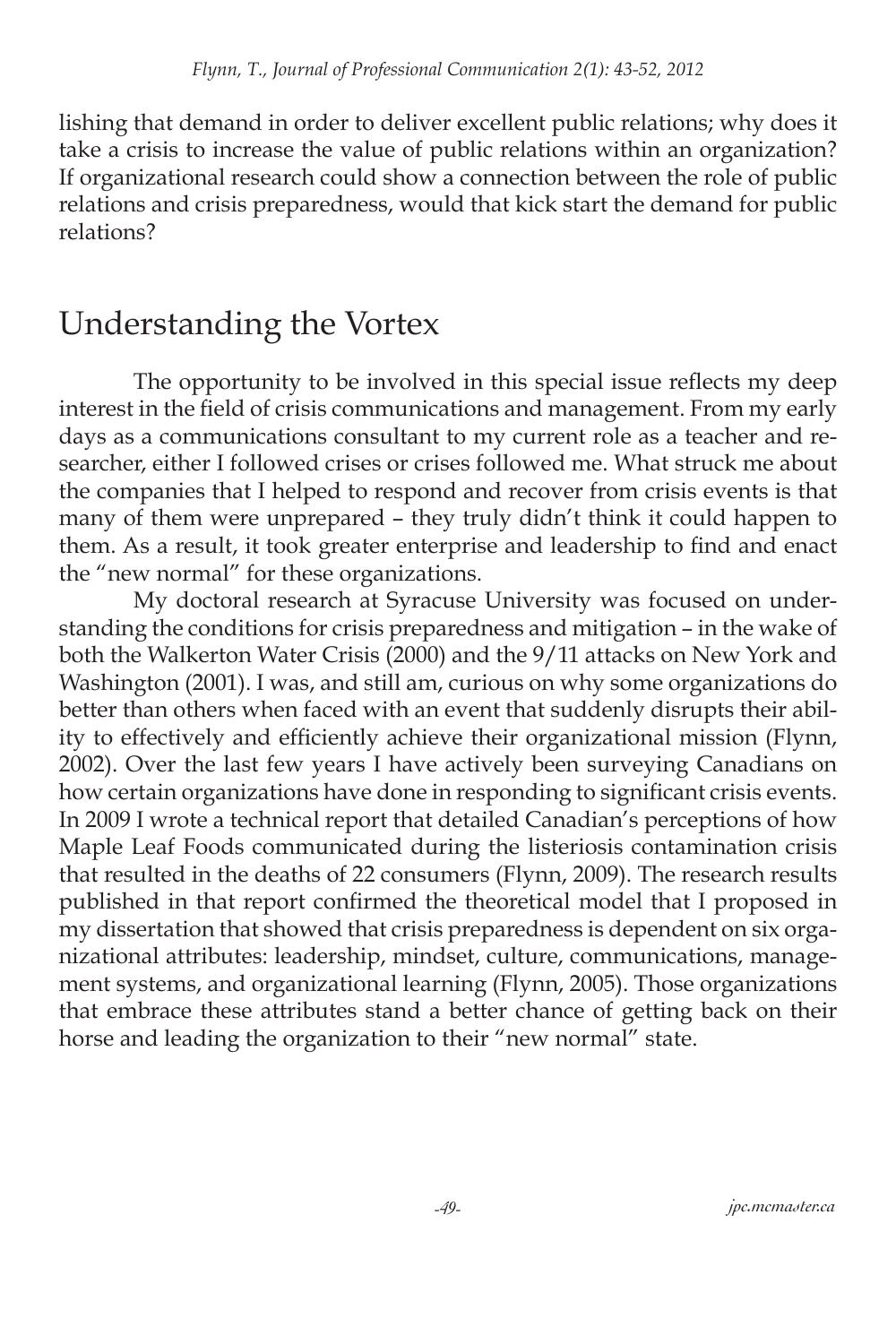lishing that demand in order to deliver excellent public relations; why does it take a crisis to increase the value of public relations within an organization? If organizational research could show a connection between the role of public relations and crisis preparedness, would that kick start the demand for public relations?

## Understanding the Vortex

The opportunity to be involved in this special issue reflects my deep interest in the field of crisis communications and management. From my early days as a communications consultant to my current role as a teacher and researcher, either I followed crises or crises followed me. What struck me about the companies that I helped to respond and recover from crisis events is that many of them were unprepared – they truly didn't think it could happen to them. As a result, it took greater enterprise and leadership to find and enact the "new normal" for these organizations.

My doctoral research at Syracuse University was focused on understanding the conditions for crisis preparedness and mitigation – in the wake of both the Walkerton Water Crisis (2000) and the 9/11 attacks on New York and Washington (2001). I was, and still am, curious on why some organizations do better than others when faced with an event that suddenly disrupts their ability to effectively and efficiently achieve their organizational mission (Flynn, 2002). Over the last few years I have actively been surveying Canadians on how certain organizations have done in responding to significant crisis events. In 2009 I wrote a technical report that detailed Canadian's perceptions of how Maple Leaf Foods communicated during the listeriosis contamination crisis that resulted in the deaths of 22 consumers (Flynn, 2009). The research results published in that report confirmed the theoretical model that I proposed in my dissertation that showed that crisis preparedness is dependent on six organizational attributes: leadership, mindset, culture, communications, management systems, and organizational learning (Flynn, 2005). Those organizations that embrace these attributes stand a better chance of getting back on their horse and leading the organization to their "new normal" state.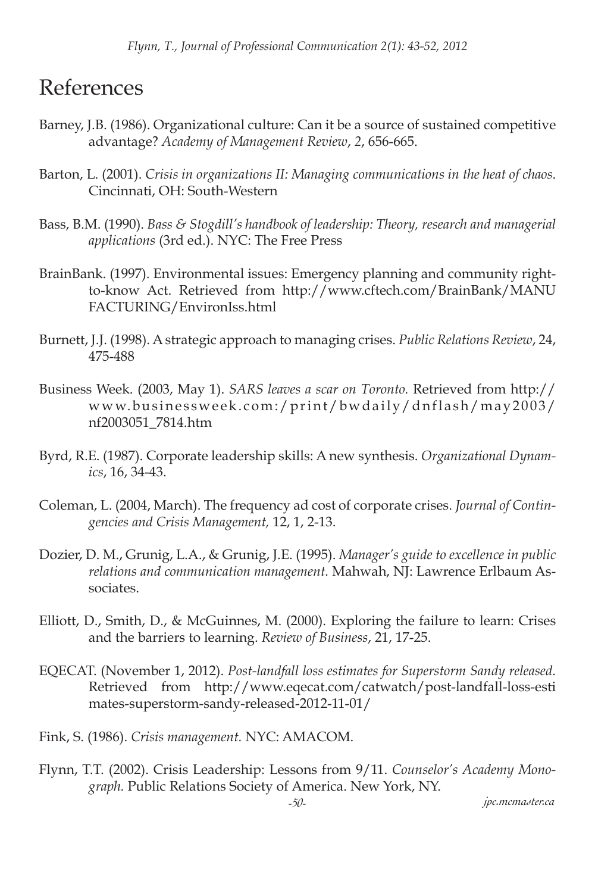# References

Barney, J.B. (1986). Organizational culture: Can it be a source of sustained competitive advantage? *Academy of Management Review*, *2*, 656-665.

Barton, L. (2001). *Crisis in organizations II: Managing communications in the heat of chaos*. Cincinnati, OH: South-Western

Bass, B.M. (1990). *Bass & Stogdill's handbook of leadership: Theory, research and managerial applications* (3rd ed.). NYC: The Free Press

BrainBank. (1997). Environmental issues: Emergency planning and community right-to-know Act. Retrieved from http://www.cftech.com/BrainBank/MANUFACTURING/EnvironIss.html

Burnett, J.J. (1998). A strategic approach to managing crises. *Public Relations Review*, 24, 475-488

Business Week. (2003, May 1). *SARS leaves a scar on Toronto.* Retrieved from http://www.businessweek.com:/print/bwdaily/dnflash/may2003/nf2003051_7814.htm

Byrd, R.E. (1987). Corporate leadership skills: A new synthesis. *Organizational Dynamics*, 16, 34-43.

Coleman, L. (2004, March). The frequency ad cost of corporate crises. *Journal of Contingencies and Crisis Management,* 12, 1, 2-13.

Dozier, D. M., Grunig, L.A., & Grunig, J.E. (1995). *Manager's guide to excellence in public relations and communication management.* Mahwah, NJ: Lawrence Erlbaum Associates.

Elliott, D., Smith, D., & McGuinnes, M. (2000). Exploring the failure to learn: Crises and the barriers to learning. *Review of Business*, 21, 17-25.

EQECAT. (November 1, 2012). *Post-landfall loss estimates for Superstorm Sandy released.* Retrieved from http://www.eqecat.com/catwatch/post-landfall-loss-estimates-superstorm-sandy-released-2012-11-01/

Fink, S. (1986). *Crisis management.* NYC: AMACOM.

Flynn, T.T. (2002). Crisis Leadership: Lessons from 9/11. *Counselor's Academy Monograph.* Public Relations Society of America. New York, NY.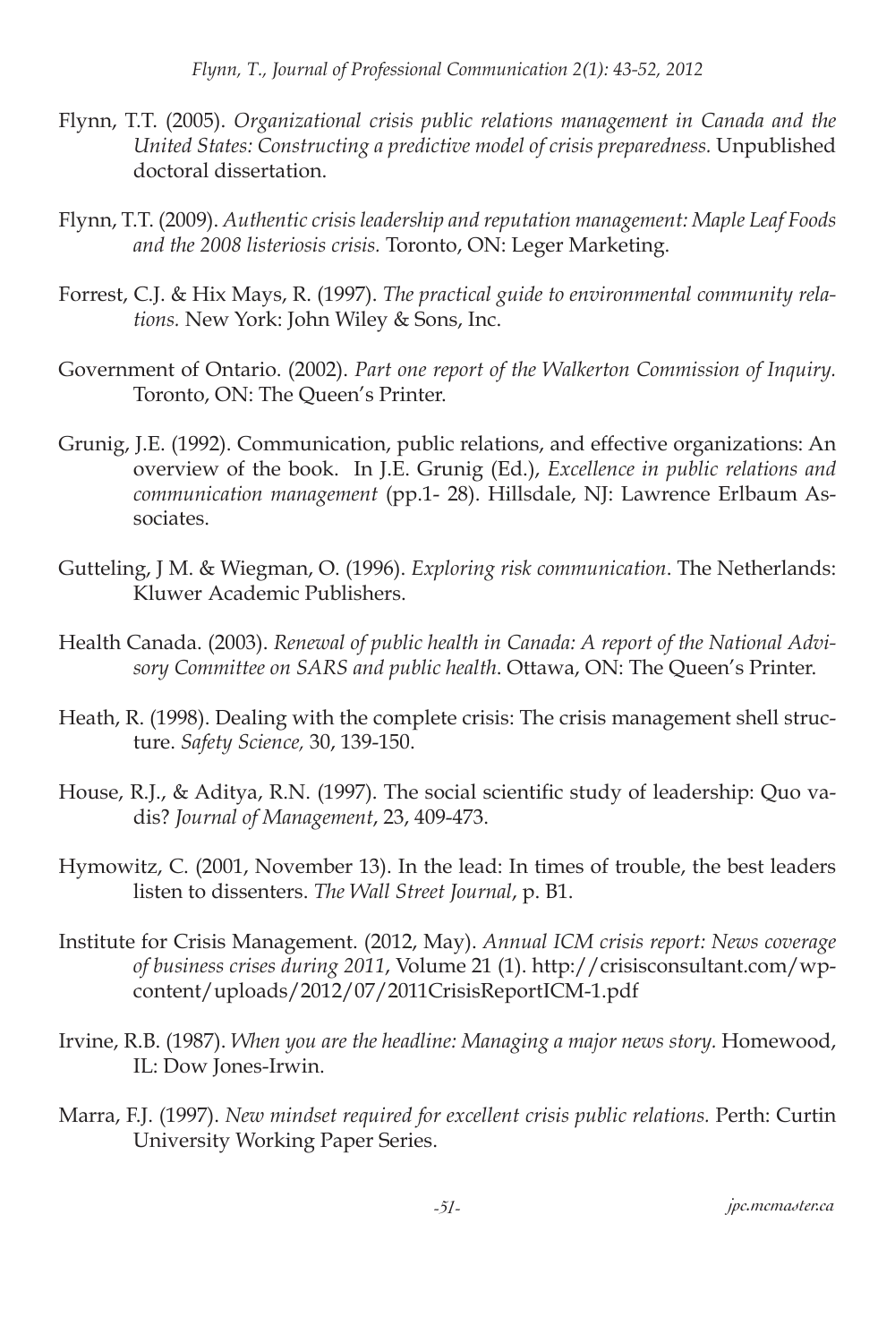Flynn, T.T. (2005). *Organizational crisis public relations management in Canada and the United States: Constructing a predictive model of crisis preparedness.* Unpublished doctoral dissertation.

Flynn, T.T. (2009). *Authentic crisis leadership and reputation management: Maple Leaf Foods and the 2008 listeriosis crisis.* Toronto, ON: Leger Marketing.

Forrest, C.J. & Hix Mays, R. (1997). *The practical guide to environmental community relations.* New York: John Wiley & Sons, Inc.

Government of Ontario. (2002). *Part one report of the Walkerton Commission of Inquiry.* Toronto, ON: The Queen's Printer.

Grunig, J.E. (1992). Communication, public relations, and effective organizations: An overview of the book. In J.E. Grunig (Ed.), *Excellence in public relations and communication management* (pp.1- 28). Hillsdale, NJ: Lawrence Erlbaum Associates.

Gutteling, J M. & Wiegman, O. (1996). *Exploring risk communication*. The Netherlands: Kluwer Academic Publishers.

Health Canada. (2003). *Renewal of public health in Canada: A report of the National Advisory Committee on SARS and public health*. Ottawa, ON: The Queen's Printer.

Heath, R. (1998). Dealing with the complete crisis: The crisis management shell structure. *Safety Science,* 30, 139-150.

House, R.J., & Aditya, R.N. (1997). The social scientific study of leadership: Quo vadis? *Journal of Management*, 23, 409-473.

Hymowitz, C. (2001, November 13). In the lead: In times of trouble, the best leaders listen to dissenters. *The Wall Street Journal*, p. B1.

Institute for Crisis Management. (2012, May). *Annual ICM crisis report: News coverage of business crises during 2011*, Volume 21 (1). http://crisisconsultant.com/wp-content/uploads/2012/07/2011CrisisReportICM-1.pdf

Irvine, R.B. (1987). *When you are the headline: Managing a major news story.* Homewood, IL: Dow Jones-Irwin.

Marra, F.J. (1997). *New mindset required for excellent crisis public relations.* Perth: Curtin University Working Paper Series.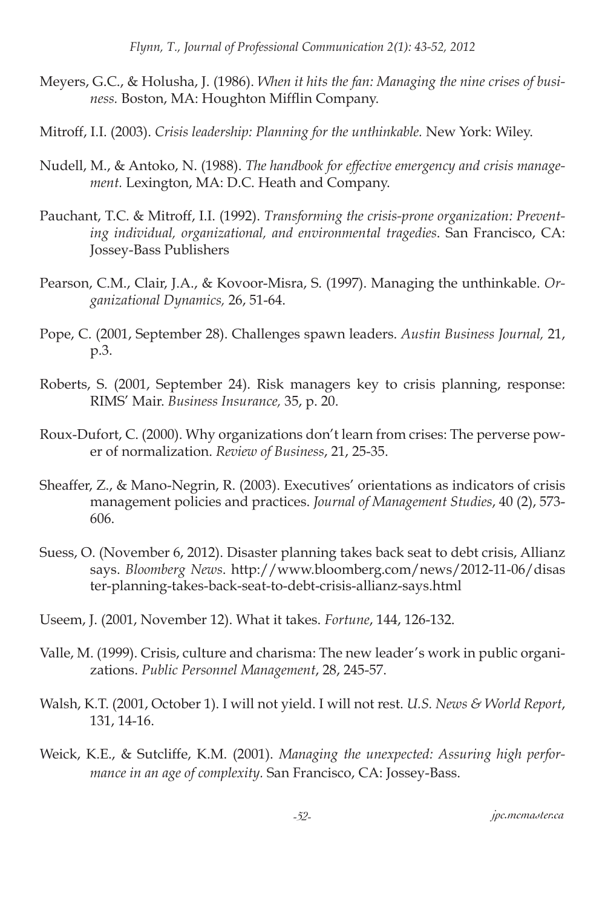Meyers, G.C., & Holusha, J. (1986). *When it hits the fan: Managing the nine crises of business.* Boston, MA: Houghton Mifflin Company.

Mitroff, I.I. (2003). *Crisis leadership: Planning for the unthinkable.* New York: Wiley.

Nudell, M., & Antoko, N. (1988). *The handbook for effective emergency and crisis management.* Lexington, MA: D.C. Heath and Company.

Pauchant, T.C. & Mitroff, I.I. (1992). *Transforming the crisis-prone organization: Preventing individual, organizational, and environmental tragedies*. San Francisco, CA: Jossey-Bass Publishers

Pearson, C.M., Clair, J.A., & Kovoor-Misra, S. (1997). Managing the unthinkable. *Organizational Dynamics,* 26, 51-64.

Pope, C. (2001, September 28). Challenges spawn leaders. *Austin Business Journal,* 21, p.3.

Roberts, S. (2001, September 24). Risk managers key to crisis planning, response: RIMS' Mair. *Business Insurance,* 35, p. 20.

Roux-Dufort, C. (2000). Why organizations don't learn from crises: The perverse power of normalization. *Review of Business*, 21, 25-35.

Sheaffer, Z., & Mano-Negrin, R. (2003). Executives' orientations as indicators of crisis management policies and practices. *Journal of Management Studies*, 40 (2), 573-606.

Suess, O. (November 6, 2012). Disaster planning takes back seat to debt crisis, Allianz says. *Bloomberg News.* http://www.bloomberg.com/news/2012-11-06/disaster-planning-takes-back-seat-to-debt-crisis-allianz-says.html

Useem, J. (2001, November 12). What it takes. *Fortune*, 144, 126-132.

Valle, M. (1999). Crisis, culture and charisma: The new leader's work in public organizations. *Public Personnel Management*, 28, 245-57.

Walsh, K.T. (2001, October 1). I will not yield. I will not rest. *U.S. News & World Report*, 131, 14-16.

Weick, K.E., & Sutcliffe, K.M. (2001). *Managing the unexpected: Assuring high performance in an age of complexity.* San Francisco, CA: Jossey-Bass.